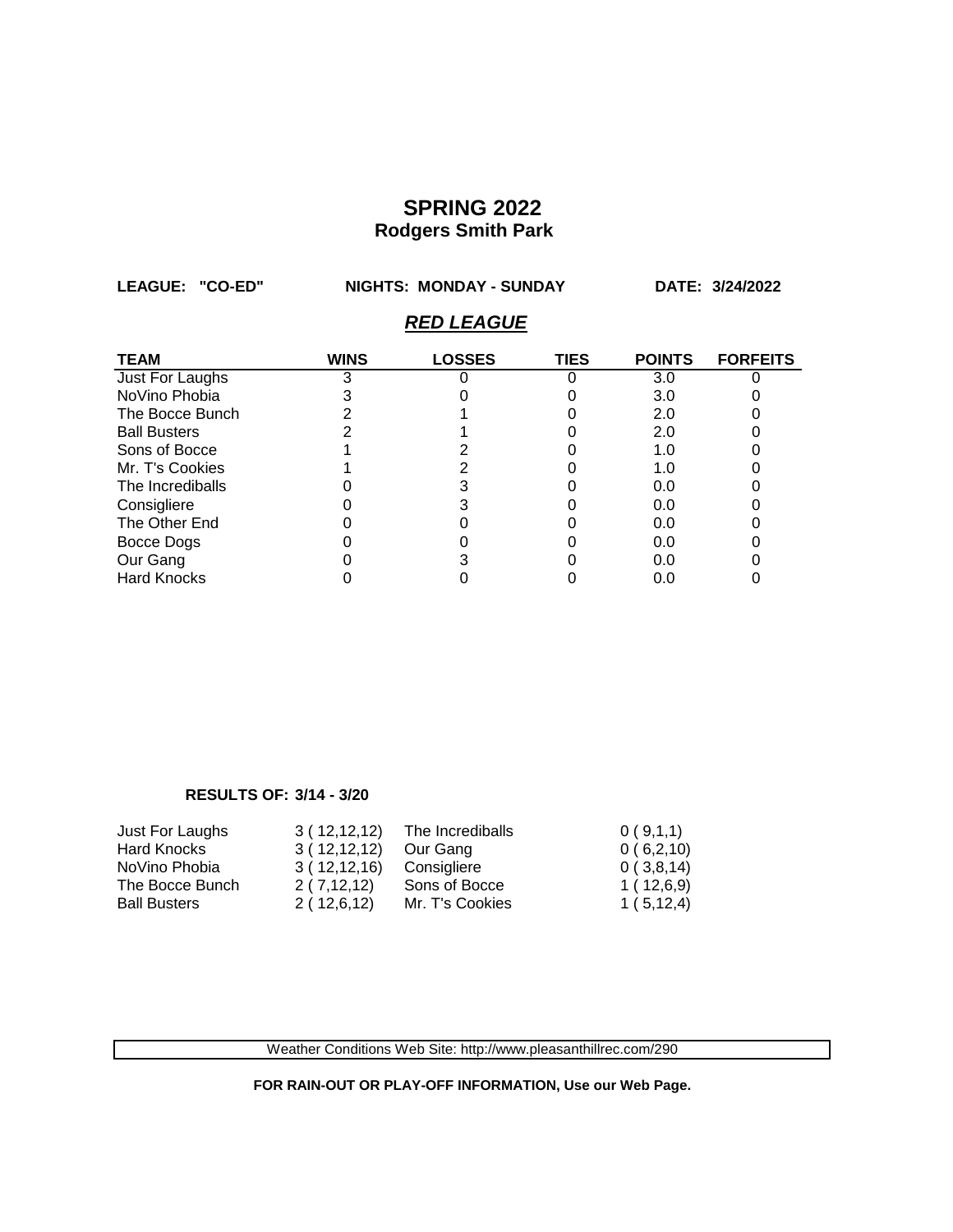# SPRING 2022
## Rodgers Smith Park

**LEAGUE: "CO-ED"** **NIGHTS: MONDAY - SUNDAY** **DATE: 3/24/2022**

### *RED LEAGUE*

| TEAM | WINS | LOSSES | TIES | POINTS | FORFEITS |
|---|---|---|---|---|---|
| Just For Laughs | 3 | 0 | 0 | 3.0 | 0 |
| NoVino Phobia | 3 | 0 | 0 | 3.0 | 0 |
| The Bocce Bunch | 2 | 1 | 0 | 2.0 | 0 |
| Ball Busters | 2 | 1 | 0 | 2.0 | 0 |
| Sons of Bocce | 1 | 2 | 0 | 1.0 | 0 |
| Mr. T's Cookies | 1 | 2 | 0 | 1.0 | 0 |
| The Incrediballs | 0 | 3 | 0 | 0.0 | 0 |
| Consigliere | 0 | 3 | 0 | 0.0 | 0 |
| The Other End | 0 | 0 | 0 | 0.0 | 0 |
| Bocce Dogs | 0 | 0 | 0 | 0.0 | 0 |
| Our Gang | 0 | 3 | 0 | 0.0 | 0 |
| Hard Knocks | 0 | 0 | 0 | 0.0 | 0 |

**RESULTS OF: 3/14 - 3/20**

| | | | |
|---|---|---|---|
| Just For Laughs | 3 ( 12,12,12) | The Incrediballs | 0 ( 9,1,1) |
| Hard Knocks | 3 ( 12,12,12) | Our Gang | 0 ( 6,2,10) |
| NoVino Phobia | 3 ( 12,12,16) | Consigliere | 0 ( 3,8,14) |
| The Bocce Bunch | 2 ( 7,12,12) | Sons of Bocce | 1 ( 12,6,9) |
| Ball Busters | 2 ( 12,6,12) | Mr. T's Cookies | 1 ( 5,12,4) |

Weather Conditions Web Site: http://www.pleasanthillrec.com/290

**FOR RAIN-OUT OR PLAY-OFF INFORMATION, Use our Web Page.**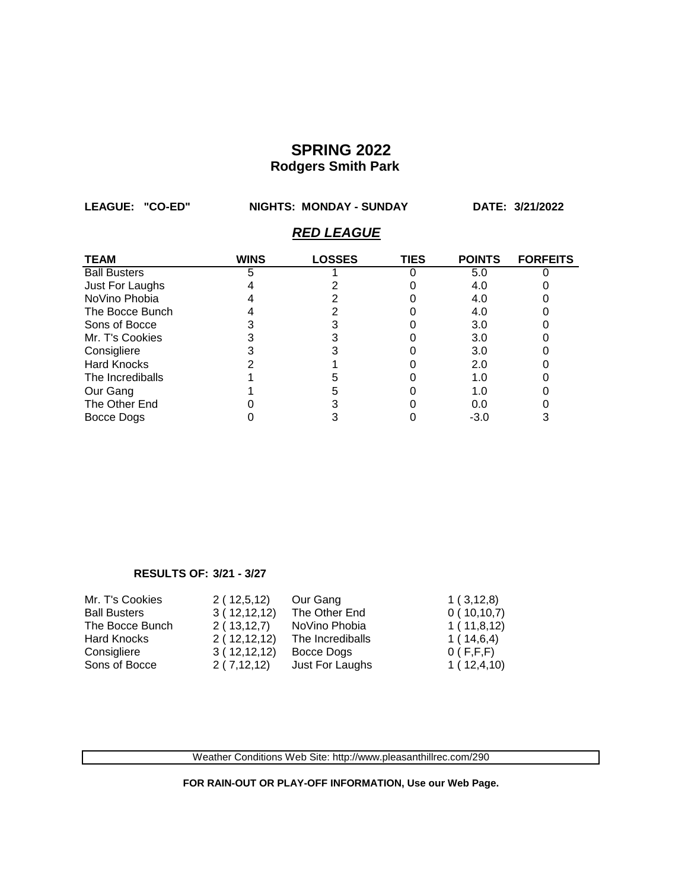# SPRING 2022

## Rodgers Smith Park

**LEAGUE: "CO-ED"** **NIGHTS: MONDAY - SUNDAY** **DATE: 3/21/2022**

### ***RED LEAGUE***

| TEAM | WINS | LOSSES | TIES | POINTS | FORFEITS |
|---|---|---|---|---|---|
| Ball Busters | 5 | 1 | 0 | 5.0 | 0 |
| Just For Laughs | 4 | 2 | 0 | 4.0 | 0 |
| NoVino Phobia | 4 | 2 | 0 | 4.0 | 0 |
| The Bocce Bunch | 4 | 2 | 0 | 4.0 | 0 |
| Sons of Bocce | 3 | 3 | 0 | 3.0 | 0 |
| Mr. T's Cookies | 3 | 3 | 0 | 3.0 | 0 |
| Consigliere | 3 | 3 | 0 | 3.0 | 0 |
| Hard Knocks | 2 | 1 | 0 | 2.0 | 0 |
| The Incrediballs | 1 | 5 | 0 | 1.0 | 0 |
| Our Gang | 1 | 5 | 0 | 1.0 | 0 |
| The Other End | 0 | 3 | 0 | 0.0 | 0 |
| Bocce Dogs | 0 | 3 | 0 | -3.0 | 3 |

**RESULTS OF: 3/21 - 3/27**

| | | | |
|---|---|---|---|
| Mr. T's Cookies | 2 ( 12,5,12) | Our Gang | 1 ( 3,12,8) |
| Ball Busters | 3 ( 12,12,12) | The Other End | 0 ( 10,10,7) |
| The Bocce Bunch | 2 ( 13,12,7) | NoVino Phobia | 1 ( 11,8,12) |
| Hard Knocks | 2 ( 12,12,12) | The Incrediballs | 1 ( 14,6,4) |
| Consigliere | 3 ( 12,12,12) | Bocce Dogs | 0 ( F,F,F) |
| Sons of Bocce | 2 ( 7,12,12) | Just For Laughs | 1 ( 12,4,10) |

Weather Conditions Web Site: http://www.pleasanthillrec.com/290

**FOR RAIN-OUT OR PLAY-OFF INFORMATION, Use our Web Page.**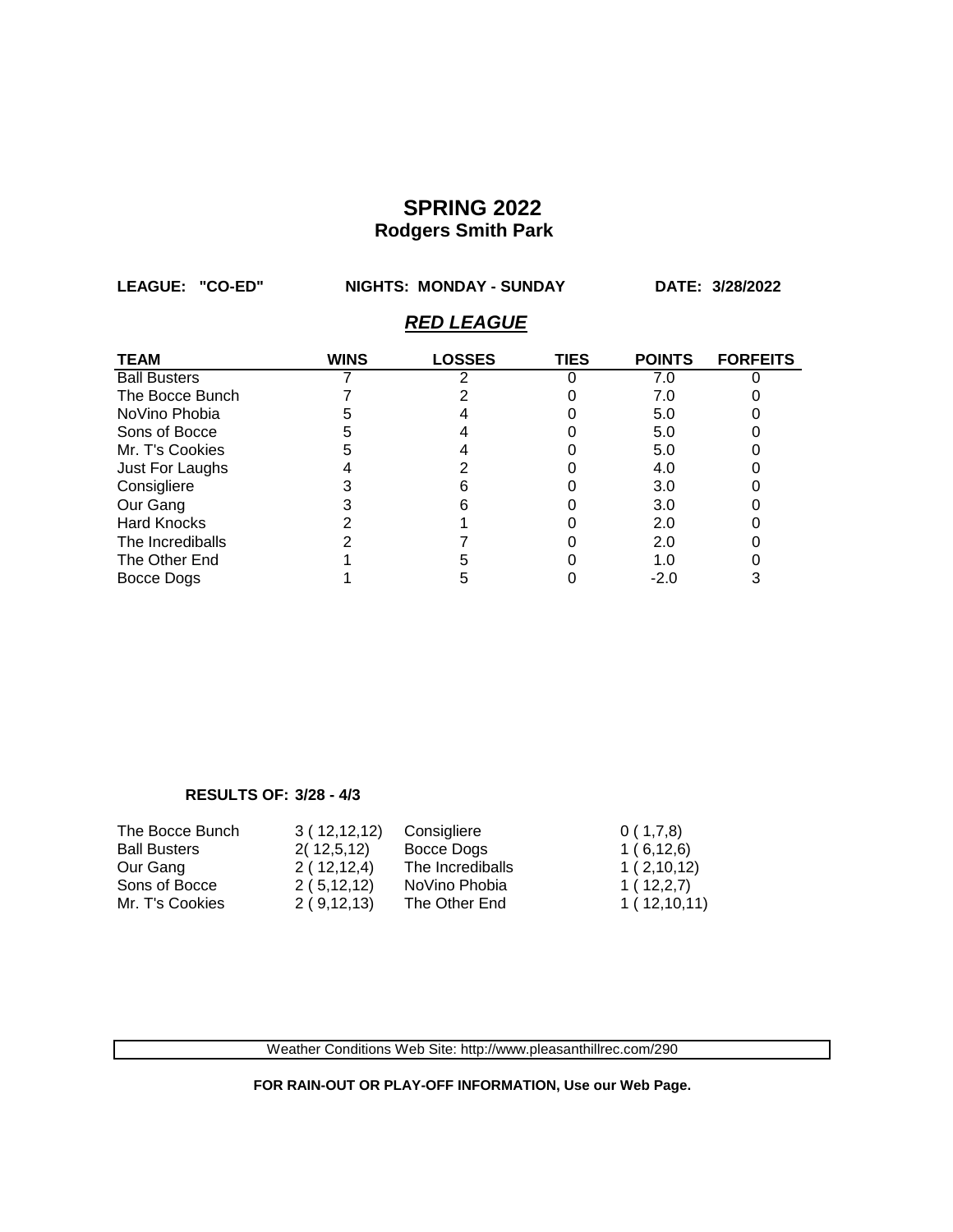# SPRING 2022
## Rodgers Smith Park

**LEAGUE: "CO-ED"** **NIGHTS: MONDAY - SUNDAY** **DATE: 3/28/2022**

### ***RED LEAGUE***

| TEAM | WINS | LOSSES | TIES | POINTS | FORFEITS |
|---|---|---|---|---|---|
| Ball Busters | 7 | 2 | 0 | 7.0 | 0 |
| The Bocce Bunch | 7 | 2 | 0 | 7.0 | 0 |
| NoVino Phobia | 5 | 4 | 0 | 5.0 | 0 |
| Sons of Bocce | 5 | 4 | 0 | 5.0 | 0 |
| Mr. T's Cookies | 5 | 4 | 0 | 5.0 | 0 |
| Just For Laughs | 4 | 2 | 0 | 4.0 | 0 |
| Consigliere | 3 | 6 | 0 | 3.0 | 0 |
| Our Gang | 3 | 6 | 0 | 3.0 | 0 |
| Hard Knocks | 2 | 1 | 0 | 2.0 | 0 |
| The Incrediballs | 2 | 7 | 0 | 2.0 | 0 |
| The Other End | 1 | 5 | 0 | 1.0 | 0 |
| Bocce Dogs | 1 | 5 | 0 | -2.0 | 3 |

**RESULTS OF: 3/28 - 4/3**

| | | | |
|---|---|---|---|
| The Bocce Bunch | 3 ( 12,12,12) | Consigliere | 0 ( 1,7,8) |
| Ball Busters | 2( 12,5,12) | Bocce Dogs | 1 ( 6,12,6) |
| Our Gang | 2 ( 12,12,4) | The Incrediballs | 1 ( 2,10,12) |
| Sons of Bocce | 2 ( 5,12,12) | NoVino Phobia | 1 ( 12,2,7) |
| Mr. T's Cookies | 2 ( 9,12,13) | The Other End | 1 ( 12,10,11) |

Weather Conditions Web Site: http://www.pleasanthillrec.com/290

**FOR RAIN-OUT OR PLAY-OFF INFORMATION, Use our Web Page.**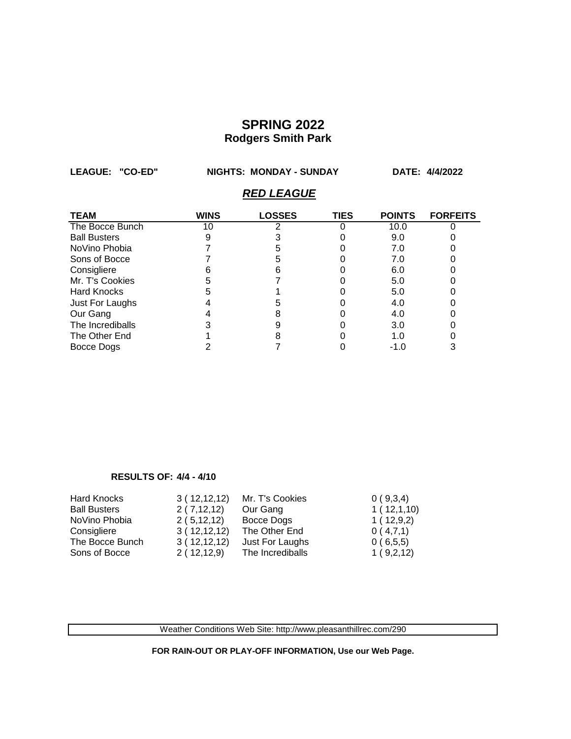# SPRING 2022
## Rodgers Smith Park

**LEAGUE: "CO-ED"** **NIGHTS: MONDAY - SUNDAY** **DATE: 4/4/2022**

### *RED LEAGUE*

| TEAM | WINS | LOSSES | TIES | POINTS | FORFEITS |
|---|---|---|---|---|---|
| The Bocce Bunch | 10 | 2 | 0 | 10.0 | 0 |
| Ball Busters | 9 | 3 | 0 | 9.0 | 0 |
| NoVino Phobia | 7 | 5 | 0 | 7.0 | 0 |
| Sons of Bocce | 7 | 5 | 0 | 7.0 | 0 |
| Consigliere | 6 | 6 | 0 | 6.0 | 0 |
| Mr. T's Cookies | 5 | 7 | 0 | 5.0 | 0 |
| Hard Knocks | 5 | 1 | 0 | 5.0 | 0 |
| Just For Laughs | 4 | 5 | 0 | 4.0 | 0 |
| Our Gang | 4 | 8 | 0 | 4.0 | 0 |
| The Incrediballs | 3 | 9 | 0 | 3.0 | 0 |
| The Other End | 1 | 8 | 0 | 1.0 | 0 |
| Bocce Dogs | 2 | 7 | 0 | -1.0 | 3 |

**RESULTS OF: 4/4 - 4/10**

| | | | |
|---|---|---|---|
| Hard Knocks | 3 ( 12,12,12) | Mr. T's Cookies | 0 ( 9,3,4) |
| Ball Busters | 2 ( 7,12,12) | Our Gang | 1 ( 12,1,10) |
| NoVino Phobia | 2 ( 5,12,12) | Bocce Dogs | 1 ( 12,9,2) |
| Consigliere | 3 ( 12,12,12) | The Other End | 0 ( 4,7,1) |
| The Bocce Bunch | 3 ( 12,12,12) | Just For Laughs | 0 ( 6,5,5) |
| Sons of Bocce | 2 ( 12,12,9) | The Incrediballs | 1 ( 9,2,12) |

Weather Conditions Web Site: http://www.pleasanthillrec.com/290

**FOR RAIN-OUT OR PLAY-OFF INFORMATION, Use our Web Page.**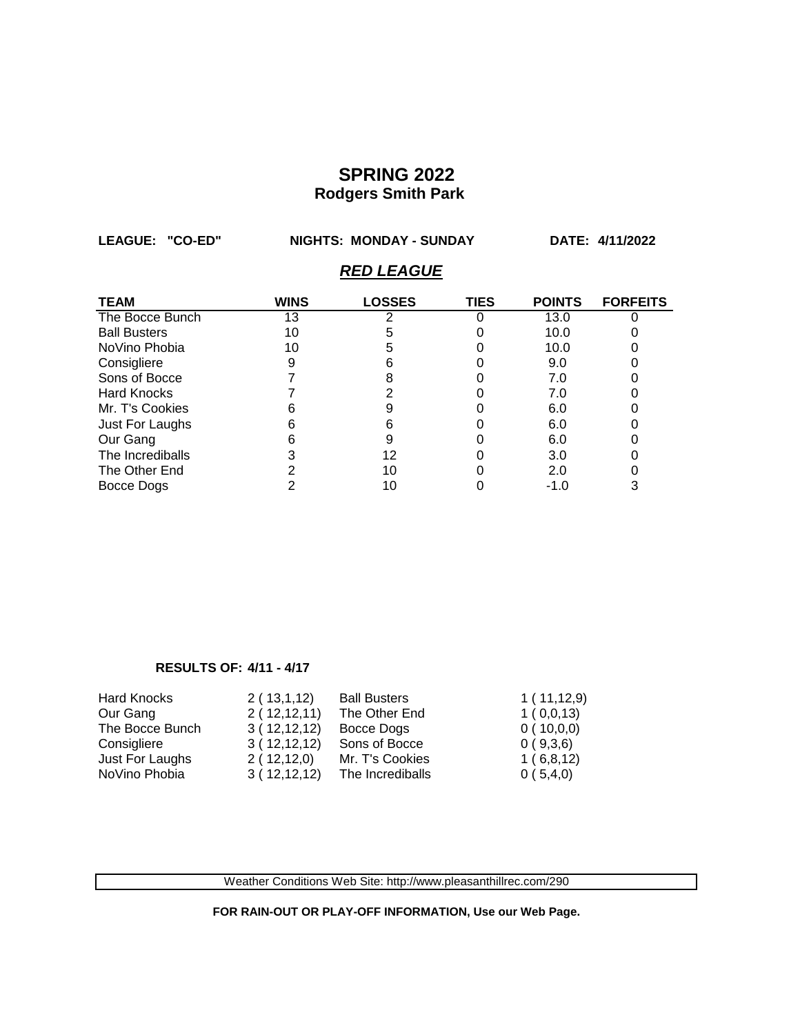# SPRING 2022
## Rodgers Smith Park

**LEAGUE: "CO-ED"** **NIGHTS: MONDAY - SUNDAY** **DATE: 4/11/2022**

### ***RED LEAGUE***

| TEAM | WINS | LOSSES | TIES | POINTS | FORFEITS |
|---|---|---|---|---|---|
| The Bocce Bunch | 13 | 2 | 0 | 13.0 | 0 |
| Ball Busters | 10 | 5 | 0 | 10.0 | 0 |
| NoVino Phobia | 10 | 5 | 0 | 10.0 | 0 |
| Consigliere | 9 | 6 | 0 | 9.0 | 0 |
| Sons of Bocce | 7 | 8 | 0 | 7.0 | 0 |
| Hard Knocks | 7 | 2 | 0 | 7.0 | 0 |
| Mr. T's Cookies | 6 | 9 | 0 | 6.0 | 0 |
| Just For Laughs | 6 | 6 | 0 | 6.0 | 0 |
| Our Gang | 6 | 9 | 0 | 6.0 | 0 |
| The Incrediballs | 3 | 12 | 0 | 3.0 | 0 |
| The Other End | 2 | 10 | 0 | 2.0 | 0 |
| Bocce Dogs | 2 | 10 | 0 | -1.0 | 3 |

**RESULTS OF: 4/11 - 4/17**

| | | | |
|---|---|---|---|
| Hard Knocks | 2 ( 13,1,12) | Ball Busters | 1 ( 11,12,9) |
| Our Gang | 2 ( 12,12,11) | The Other End | 1 ( 0,0,13) |
| The Bocce Bunch | 3 ( 12,12,12) | Bocce Dogs | 0 ( 10,0,0) |
| Consigliere | 3 ( 12,12,12) | Sons of Bocce | 0 ( 9,3,6) |
| Just For Laughs | 2 ( 12,12,0) | Mr. T's Cookies | 1 ( 6,8,12) |
| NoVino Phobia | 3 ( 12,12,12) | The Incrediballs | 0 ( 5,4,0) |

Weather Conditions Web Site: http://www.pleasanthillrec.com/290

**FOR RAIN-OUT OR PLAY-OFF INFORMATION, Use our Web Page.**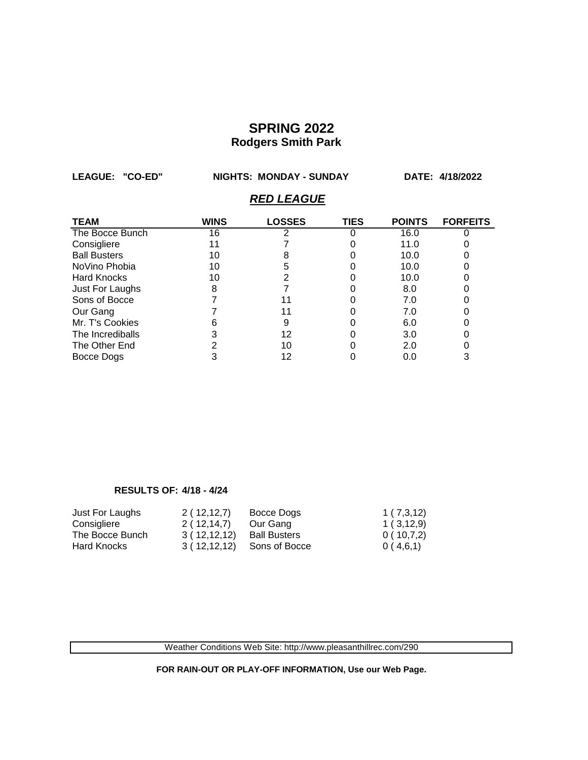## SPRING 2022
### Rodgers Smith Park

**LEAGUE: "CO-ED"** **NIGHTS: MONDAY - SUNDAY** **DATE: 4/18/2022**

### *RED LEAGUE*

| TEAM | WINS | LOSSES | TIES | POINTS | FORFEITS |
|---|---|---|---|---|---|
| The Bocce Bunch | 16 | 2 | 0 | 16.0 | 0 |
| Consigliere | 11 | 7 | 0 | 11.0 | 0 |
| Ball Busters | 10 | 8 | 0 | 10.0 | 0 |
| NoVino Phobia | 10 | 5 | 0 | 10.0 | 0 |
| Hard Knocks | 10 | 2 | 0 | 10.0 | 0 |
| Just For Laughs | 8 | 7 | 0 | 8.0 | 0 |
| Sons of Bocce | 7 | 11 | 0 | 7.0 | 0 |
| Our Gang | 7 | 11 | 0 | 7.0 | 0 |
| Mr. T's Cookies | 6 | 9 | 0 | 6.0 | 0 |
| The Incrediballs | 3 | 12 | 0 | 3.0 | 0 |
| The Other End | 2 | 10 | 0 | 2.0 | 0 |
| Bocce Dogs | 3 | 12 | 0 | 0.0 | 3 |

**RESULTS OF: 4/18 - 4/24**

| | | | |
|---|---|---|---|
| Just For Laughs | 2 ( 12,12,7) | Bocce Dogs | 1 ( 7,3,12) |
| Consigliere | 2 ( 12,14,7) | Our Gang | 1 ( 3,12,9) |
| The Bocce Bunch | 3 ( 12,12,12) | Ball Busters | 0 ( 10,7,2) |
| Hard Knocks | 3 ( 12,12,12) | Sons of Bocce | 0 ( 4,6,1) |

Weather Conditions Web Site: http://www.pleasanthillrec.com/290

**FOR RAIN-OUT OR PLAY-OFF INFORMATION, Use our Web Page.**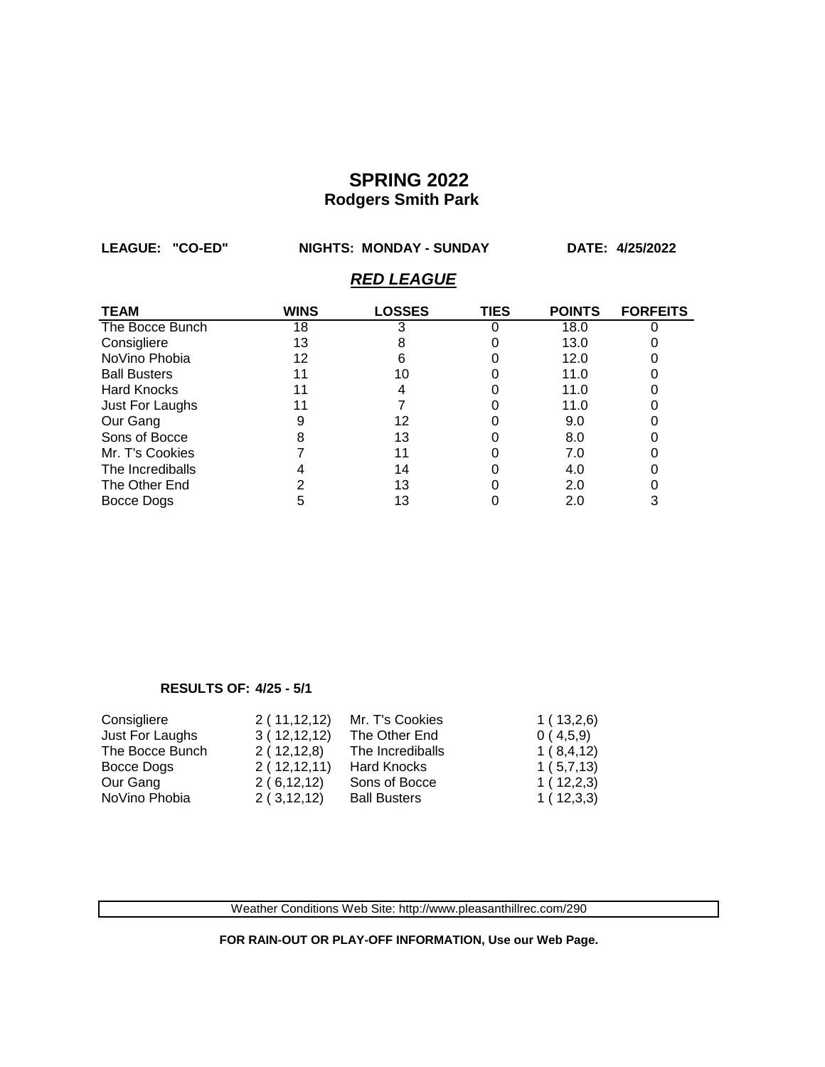# SPRING 2022

## Rodgers Smith Park

**LEAGUE: "CO-ED"** **NIGHTS: MONDAY - SUNDAY** **DATE: 4/25/2022**

### ***RED LEAGUE***

| TEAM | WINS | LOSSES | TIES | POINTS | FORFEITS |
|---|---|---|---|---|---|
| The Bocce Bunch | 18 | 3 | 0 | 18.0 | 0 |
| Consigliere | 13 | 8 | 0 | 13.0 | 0 |
| NoVino Phobia | 12 | 6 | 0 | 12.0 | 0 |
| Ball Busters | 11 | 10 | 0 | 11.0 | 0 |
| Hard Knocks | 11 | 4 | 0 | 11.0 | 0 |
| Just For Laughs | 11 | 7 | 0 | 11.0 | 0 |
| Our Gang | 9 | 12 | 0 | 9.0 | 0 |
| Sons of Bocce | 8 | 13 | 0 | 8.0 | 0 |
| Mr. T's Cookies | 7 | 11 | 0 | 7.0 | 0 |
| The Incrediballs | 4 | 14 | 0 | 4.0 | 0 |
| The Other End | 2 | 13 | 0 | 2.0 | 0 |
| Bocce Dogs | 5 | 13 | 0 | 2.0 | 3 |

**RESULTS OF: 4/25 - 5/1**

| | | | |
|---|---|---|---|
| Consigliere | 2 ( 11,12,12) | Mr. T's Cookies | 1 ( 13,2,6) |
| Just For Laughs | 3 ( 12,12,12) | The Other End | 0 ( 4,5,9) |
| The Bocce Bunch | 2 ( 12,12,8) | The Incrediballs | 1 ( 8,4,12) |
| Bocce Dogs | 2 ( 12,12,11) | Hard Knocks | 1 ( 5,7,13) |
| Our Gang | 2 ( 6,12,12) | Sons of Bocce | 1 ( 12,2,3) |
| NoVino Phobia | 2 ( 3,12,12) | Ball Busters | 1 ( 12,3,3) |

Weather Conditions Web Site: http://www.pleasanthillrec.com/290

**FOR RAIN-OUT OR PLAY-OFF INFORMATION, Use our Web Page.**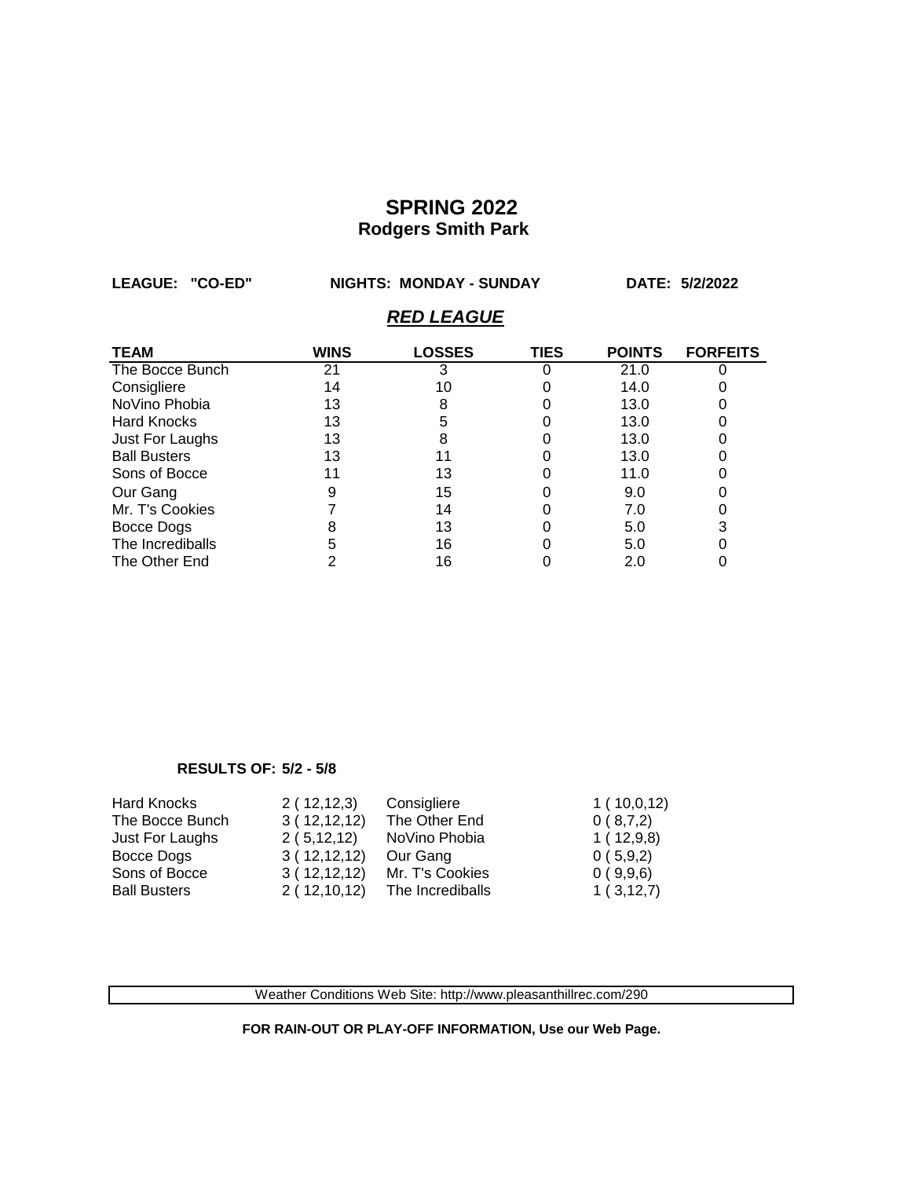# SPRING 2022
## Rodgers Smith Park

**LEAGUE: "CO-ED"** **NIGHTS: MONDAY - SUNDAY** **DATE: 5/2/2022**

### ***RED LEAGUE***

| TEAM | WINS | LOSSES | TIES | POINTS | FORFEITS |
|---|---|---|---|---|---|
| The Bocce Bunch | 21 | 3 | 0 | 21.0 | 0 |
| Consigliere | 14 | 10 | 0 | 14.0 | 0 |
| NoVino Phobia | 13 | 8 | 0 | 13.0 | 0 |
| Hard Knocks | 13 | 5 | 0 | 13.0 | 0 |
| Just For Laughs | 13 | 8 | 0 | 13.0 | 0 |
| Ball Busters | 13 | 11 | 0 | 13.0 | 0 |
| Sons of Bocce | 11 | 13 | 0 | 11.0 | 0 |
| Our Gang | 9 | 15 | 0 | 9.0 | 0 |
| Mr. T's Cookies | 7 | 14 | 0 | 7.0 | 0 |
| Bocce Dogs | 8 | 13 | 0 | 5.0 | 3 |
| The Incrediballs | 5 | 16 | 0 | 5.0 | 0 |
| The Other End | 2 | 16 | 0 | 2.0 | 0 |

**RESULTS OF: 5/2 - 5/8**

| | | | |
|---|---|---|---|
| Hard Knocks | 2 ( 12,12,3) | Consigliere | 1 ( 10,0,12) |
| The Bocce Bunch | 3 ( 12,12,12) | The Other End | 0 ( 8,7,2) |
| Just For Laughs | 2 ( 5,12,12) | NoVino Phobia | 1 ( 12,9,8) |
| Bocce Dogs | 3 ( 12,12,12) | Our Gang | 0 ( 5,9,2) |
| Sons of Bocce | 3 ( 12,12,12) | Mr. T's Cookies | 0 ( 9,9,6) |
| Ball Busters | 2 ( 12,10,12) | The Incrediballs | 1 ( 3,12,7) |

Weather Conditions Web Site: http://www.pleasanthillrec.com/290

**FOR RAIN-OUT OR PLAY-OFF INFORMATION, Use our Web Page.**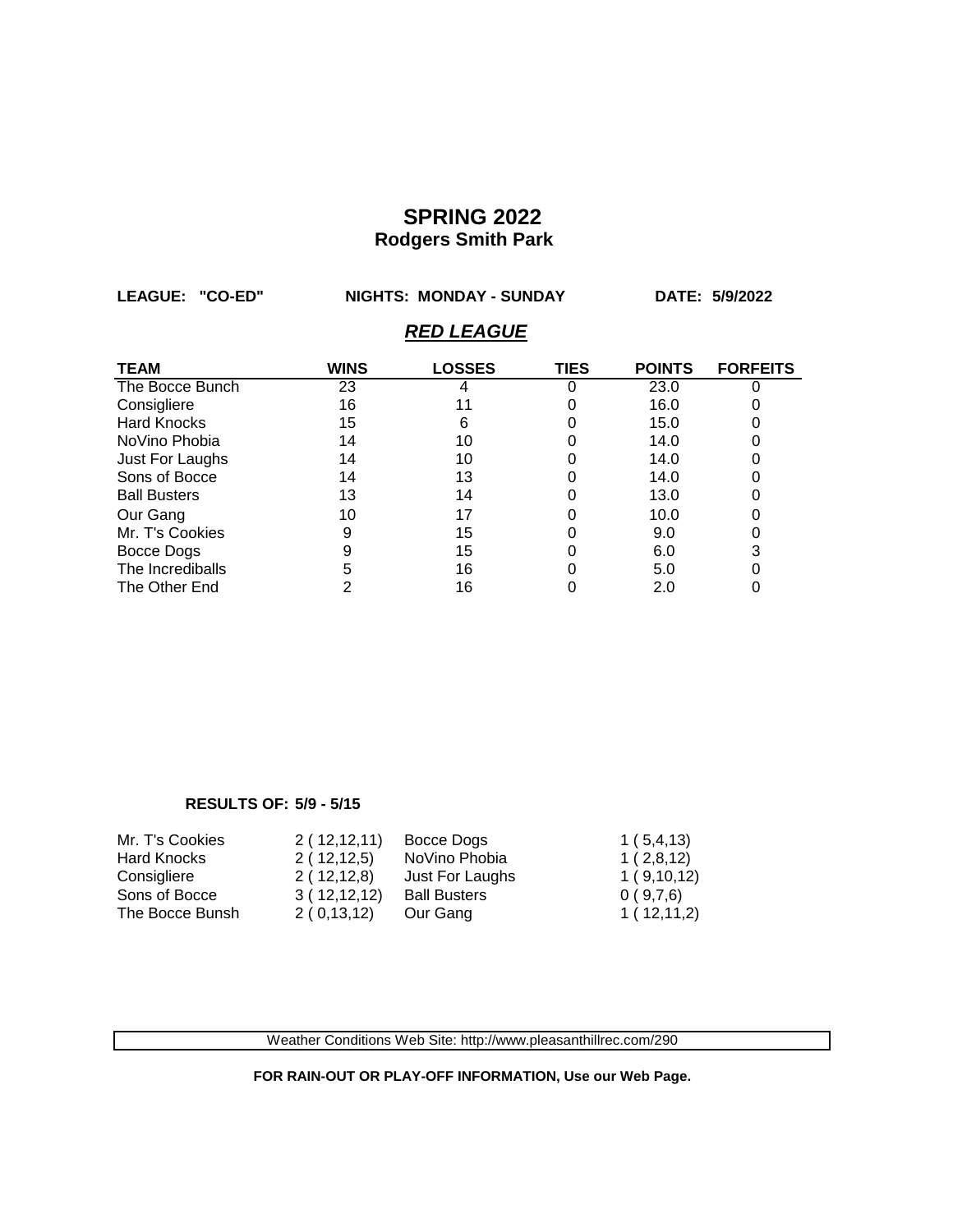# SPRING 2022

## Rodgers Smith Park

**LEAGUE: "CO-ED"** **NIGHTS: MONDAY - SUNDAY** **DATE: 5/9/2022**

### ***RED LEAGUE***

| TEAM | WINS | LOSSES | TIES | POINTS | FORFEITS |
|---|---|---|---|---|---|
| The Bocce Bunch | 23 | 4 | 0 | 23.0 | 0 |
| Consigliere | 16 | 11 | 0 | 16.0 | 0 |
| Hard Knocks | 15 | 6 | 0 | 15.0 | 0 |
| NoVino Phobia | 14 | 10 | 0 | 14.0 | 0 |
| Just For Laughs | 14 | 10 | 0 | 14.0 | 0 |
| Sons of Bocce | 14 | 13 | 0 | 14.0 | 0 |
| Ball Busters | 13 | 14 | 0 | 13.0 | 0 |
| Our Gang | 10 | 17 | 0 | 10.0 | 0 |
| Mr. T's Cookies | 9 | 15 | 0 | 9.0 | 0 |
| Bocce Dogs | 9 | 15 | 0 | 6.0 | 3 |
| The Incrediballs | 5 | 16 | 0 | 5.0 | 0 |
| The Other End | 2 | 16 | 0 | 2.0 | 0 |

**RESULTS OF: 5/9 - 5/15**

| | | | |
|---|---|---|---|
| Mr. T's Cookies | 2 ( 12,12,11) | Bocce Dogs | 1 ( 5,4,13) |
| Hard Knocks | 2 ( 12,12,5) | NoVino Phobia | 1 ( 2,8,12) |
| Consigliere | 2 ( 12,12,8) | Just For Laughs | 1 ( 9,10,12) |
| Sons of Bocce | 3 ( 12,12,12) | Ball Busters | 0 ( 9,7,6) |
| The Bocce Bunsh | 2 ( 0,13,12) | Our Gang | 1 ( 12,11,2) |

Weather Conditions Web Site: http://www.pleasanthillrec.com/290

**FOR RAIN-OUT OR PLAY-OFF INFORMATION, Use our Web Page.**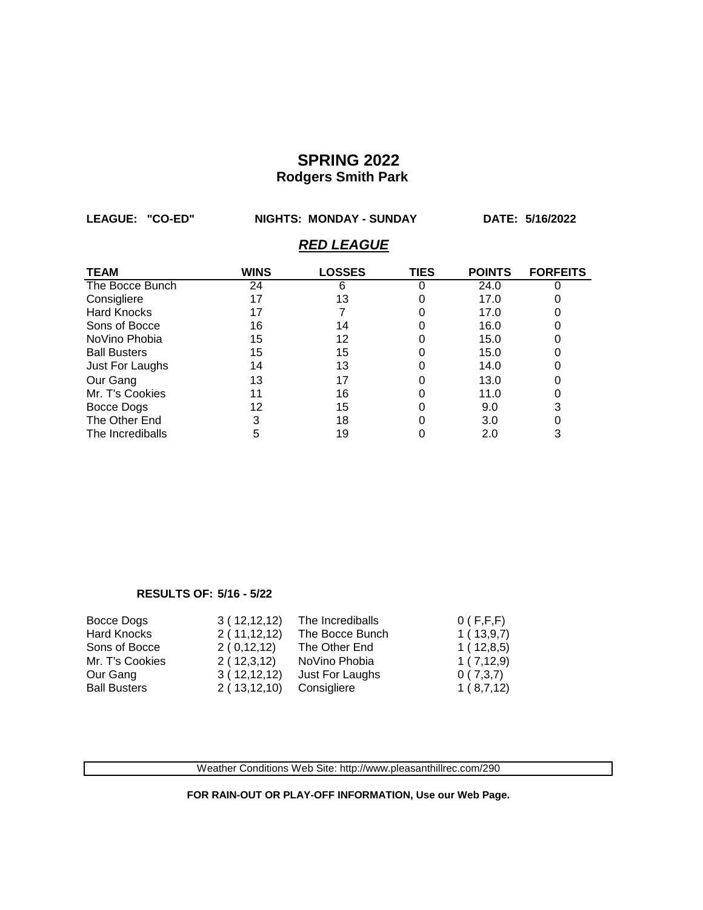# SPRING 2022
## Rodgers Smith Park

**LEAGUE: "CO-ED"** **NIGHTS: MONDAY - SUNDAY** **DATE: 5/16/2022**

### ***RED LEAGUE***

| TEAM | WINS | LOSSES | TIES | POINTS | FORFEITS |
|---|---|---|---|---|---|
| The Bocce Bunch | 24 | 6 | 0 | 24.0 | 0 |
| Consigliere | 17 | 13 | 0 | 17.0 | 0 |
| Hard Knocks | 17 | 7 | 0 | 17.0 | 0 |
| Sons of Bocce | 16 | 14 | 0 | 16.0 | 0 |
| NoVino Phobia | 15 | 12 | 0 | 15.0 | 0 |
| Ball Busters | 15 | 15 | 0 | 15.0 | 0 |
| Just For Laughs | 14 | 13 | 0 | 14.0 | 0 |
| Our Gang | 13 | 17 | 0 | 13.0 | 0 |
| Mr. T's Cookies | 11 | 16 | 0 | 11.0 | 0 |
| Bocce Dogs | 12 | 15 | 0 | 9.0 | 3 |
| The Other End | 3 | 18 | 0 | 3.0 | 0 |
| The Incrediballs | 5 | 19 | 0 | 2.0 | 3 |

**RESULTS OF: 5/16 - 5/22**

| | | | |
|---|---|---|---|
| Bocce Dogs | 3 ( 12,12,12) | The Incrediballs | 0 ( F,F,F) |
| Hard Knocks | 2 ( 11,12,12) | The Bocce Bunch | 1 ( 13,9,7) |
| Sons of Bocce | 2 ( 0,12,12) | The Other End | 1 ( 12,8,5) |
| Mr. T's Cookies | 2 ( 12,3,12) | NoVino Phobia | 1 ( 7,12,9) |
| Our Gang | 3 ( 12,12,12) | Just For Laughs | 0 ( 7,3,7) |
| Ball Busters | 2 ( 13,12,10) | Consigliere | 1 ( 8,7,12) |

Weather Conditions Web Site: http://www.pleasanthillrec.com/290

**FOR RAIN-OUT OR PLAY-OFF INFORMATION, Use our Web Page.**